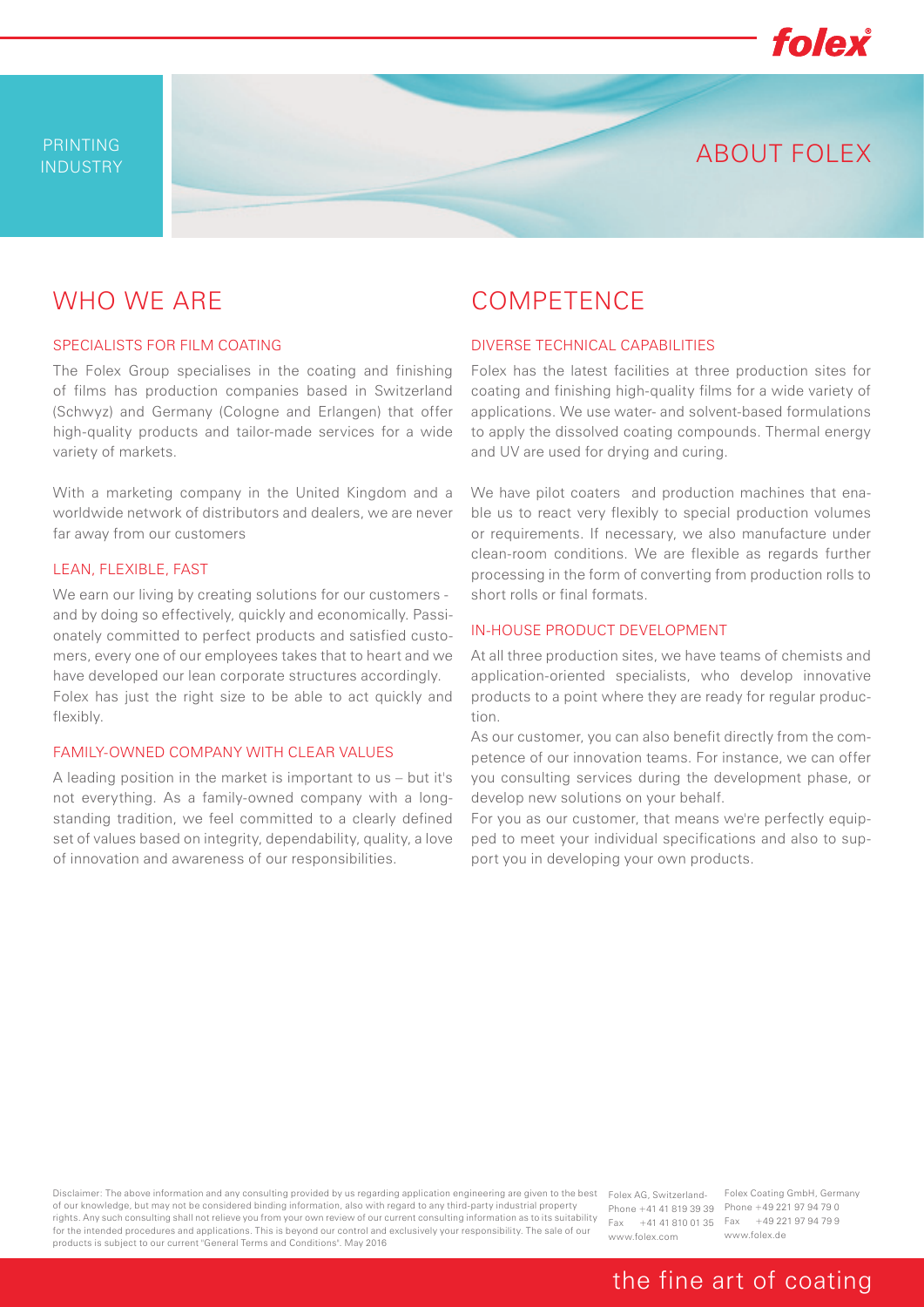PRINTING INDUSTRY

# ABOUT FOLEX

## WHO WE ARE

### SPECIALISTS FOR FILM COATING

The Folex Group specialises in the coating and finishing of films has production companies based in Switzerland (Schwyz) and Germany (Cologne and Erlangen) that offer high-quality products and tailor-made services for a wide variety of markets.

With a marketing company in the United Kingdom and a worldwide network of distributors and dealers, we are never far away from our customers

### LEAN, FLEXIBLE, FAST

We earn our living by creating solutions for our customers - and by doing so effectively, quickly and economically. Passionately committed to perfect products and satisfied customers, every one of our employees takes that to heart and we have developed our lean corporate structures accordingly. Folex has just the right size to be able to act quickly and flexibly.

### FAMILY-OWNED COMPANY WITH CLEAR VALUES

A leading position in the market is important to us – but it's not everything. As a family-owned company with a longstanding tradition, we feel committed to a clearly defined set of values based on integrity, dependability, quality, a love of innovation and awareness of our responsibilities.

## COMPETENCE

### DIVERSE TECHNICAL CAPABILITIES

Folex has the latest facilities at three production sites for coating and finishing high-quality films for a wide variety of applications. We use water- and solvent-based formulations to apply the dissolved coating compounds. Thermal energy and UV are used for drying and curing.

We have pilot coaters and production machines that enable us to react very flexibly to special production volumes or requirements. If necessary, we also manufacture under clean-room conditions. We are flexible as regards further processing in the form of converting from production rolls to short rolls or final formats.

### IN-HOUSE PRODUCT DEVELOPMENT

At all three production sites, we have teams of chemists and application-oriented specialists, who develop innovative products to a point where they are ready for regular production.

As our customer, you can also benefit directly from the competence of our innovation teams. For instance, we can offer you consulting services during the development phase, or develop new solutions on your behalf.

For you as our customer, that means we're perfectly equipped to meet your individual specifications and also to support you in developing your own products.

Disclaimer: The above information and any consulting provided by us regarding application engineering are given to the best of our knowledge, but may not be considered binding information, also with regard to any third-party industrial property rights. Any such consulting shall not relieve you from your own review of our current consulting information as to its suitability for the intended procedures and applications. This is beyond our control and exclusively your responsibility. The sale of our products is subject to our current "General Terms and Conditions". May 2016

Folex AG, Switzerland-
Phone +41 41 819 39 39
Fax +41 41 810 01 35
www.folex.com

Folex Coating GmbH, Germany
Phone +49 221 97 94 79 0
Fax +49 221 97 94 79 9
www.folex.de

the fine art of coating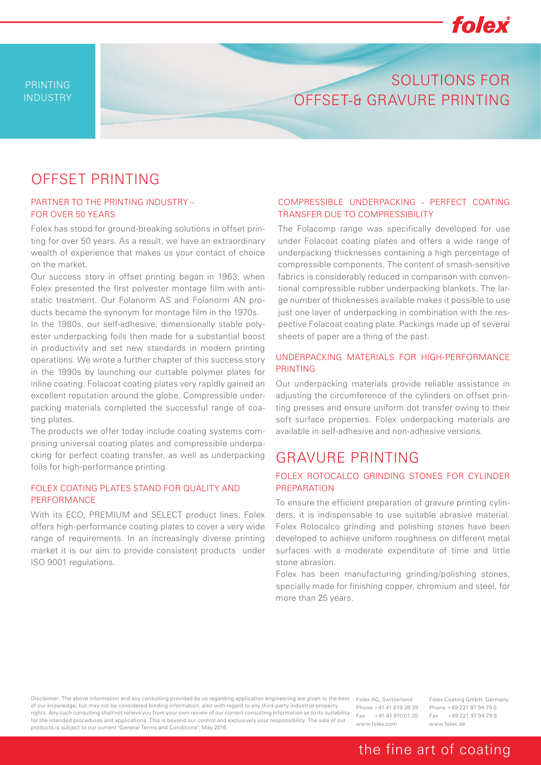PRINTING INDUSTRY

# SOLUTIONS FOR OFFSET-& GRAVURE PRINTING

## OFFSET PRINTING

### PARTNER TO THE PRINTING INDUSTRY – FOR OVER 50 YEARS

Folex has stood for ground-breaking solutions in offset printing for over 50 years. As a result, we have an extraordinary wealth of experience that makes us your contact of choice on the market.

Our success story in offset printing began in 1963, when Folex presented the first polyester montage film with antistatic treatment. Our Folanorm AS and Folanorm AN products became the synonym for montage film in the 1970s.

In the 1980s, our self-adhesive, dimensionally stable polyester underpacking foils then made for a substantial boost in productivity and set new standards in modern printing operations. We wrote a further chapter of this success story in the 1990s by launching our cuttable polymer plates for inline coating. Folacoat coating plates very rapidly gained an excellent reputation around the globe. Compressible underpacking materials completed the successful range of coating plates.

The products we offer today include coating systems comprising universal coating plates and compressible underpacking for perfect coating transfer, as well as underpacking foils for high-performance printing.

### FOLEX COATING PLATES STAND FOR QUALITY AND PERFORMANCE

With its ECO, PREMIUM and SELECT product lines, Folex offers high-performance coating plates to cover a very wide range of requirements. In an increasingly diverse printing market it is our aim to provide consistent products under ISO 9001 regulations.

### COMPRESSIBLE UNDERPACKING - PERFECT COATING TRANSFER DUE TO COMPRESSIBILITY

The Folacomp range was specifically developed for use under Folacoat coating plates and offers a wide range of underpacking thicknesses containing a high percentage of compressible components. The content of smash-sensitive fabrics is considerably reduced in comparison with conventional compressible rubber underpacking blankets. The large number of thicknesses available makes it possible to use just one layer of underpacking in combination with the respective Folacoat coating plate. Packings made up of several sheets of paper are a thing of the past.

### UNDERPACKING MATERIALS FOR HIGH-PERFORMANCE PRINTING

Our underpacking materials provide reliable assistance in adjusting the circumference of the cylinders on offset printing presses and ensure uniform dot transfer owing to their soft surface properties. Folex underpacking materials are available in self-adhesive and non-adhesive versions.

## GRAVURE PRINTING

### FOLEX ROTOCALCO GRINDING STONES FOR CYLINDER PREPARATION

To ensure the efficient preparation of gravure printing cylinders, it is indispensable to use suitable abrasive material. Folex Rotocalco grinding and polishing stones have been developed to achieve uniform roughness on different metal surfaces with a moderate expenditure of time and little stone abrasion.

Folex has been manufacturing grinding/polishing stones, specially made for finishing copper, chromium and steel, for more than 25 years.

Disclaimer: The above information and any consulting provided by us regarding application engineering are given to the best of our knowledge, but may not be considered binding information, also with regard to any third-party industrial property rights. Any such consulting shall not relieve you from your own review of our current consulting information as to its suitability for the intended procedures and applications. This is beyond our control and exclusively your responsibility. The sale of our products is subject to our current "General Terms and Conditions". May 2016

Folex AG, Switzerland
Phone +41 41 819 39 39
Fax +41 41 810 01 35
www.folex.com

Folex Coating GmbH, Germany
Phone +49 221 97 94 79 0
Fax +49 221 97 94 79 9
www.folex.de

the fine art of coating